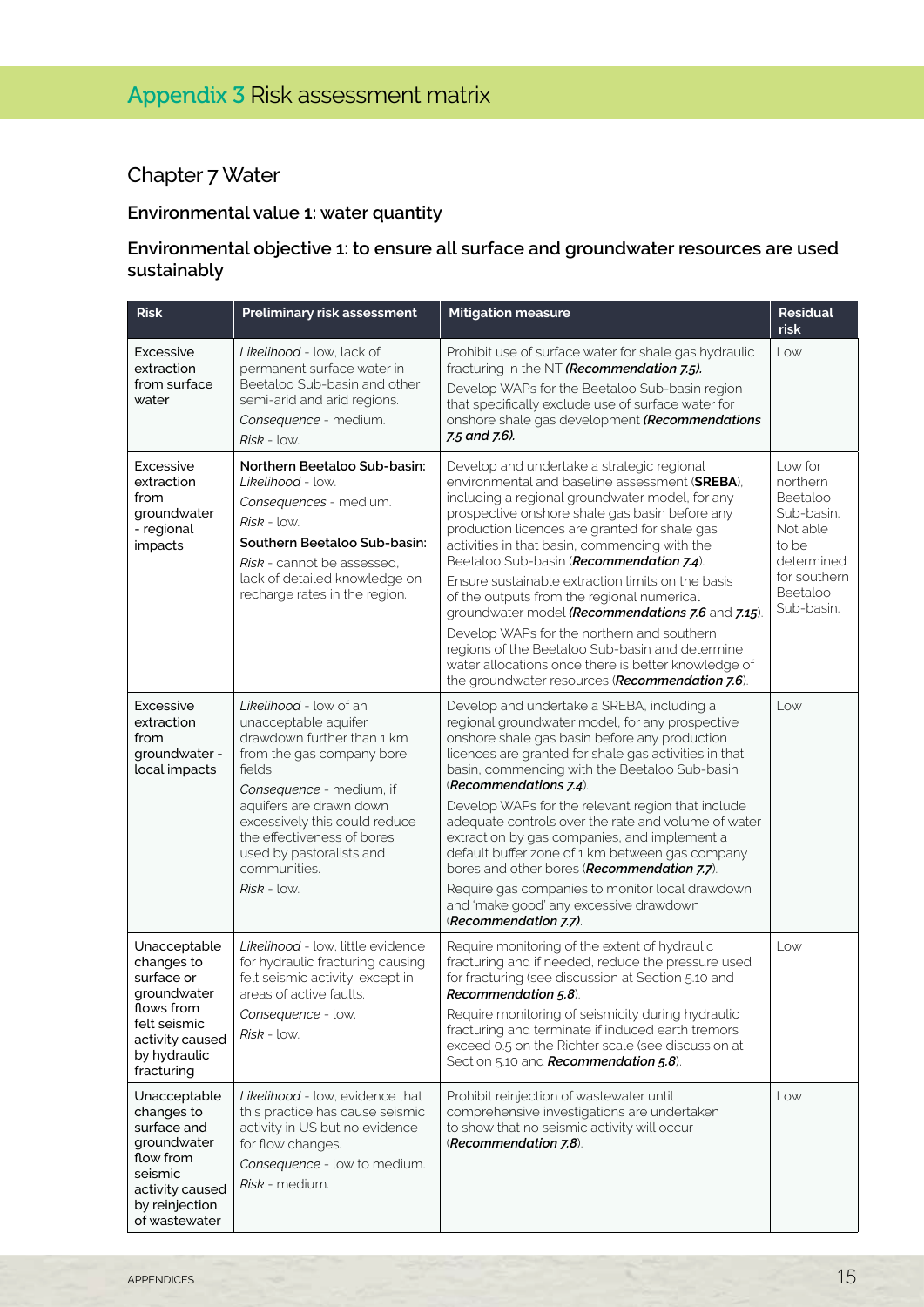# Appendix 3 Risk assessment matrix

## Chapter 7 Water

### Environmental value 1: water quantity

### Environmental objective 1: to ensure all surface and groundwater resources are used sustainably

| Risk | Preliminary risk assessment | Mitigation measure | Residual risk |
|---|---|---|---|
| Excessive extraction from surface water | *Likelihood* - low, lack of permanent surface water in Beetaloo Sub-basin and other semi-arid and arid regions.<br>*Consequence* - medium.<br>*Risk* - low. | Prohibit use of surface water for shale gas hydraulic fracturing in the NT ***(Recommendation 7.5).***<br>Develop WAPs for the Beetaloo Sub-basin region that specifically exclude use of surface water for onshore shale gas development ***(Recommendations 7.5 and 7.6).*** | Low |
| Excessive extraction from groundwater - regional impacts | **Northern Beetaloo Sub-basin:**<br>*Likelihood* - low.<br>*Consequences* - medium.<br>*Risk* - low.<br>**Southern Beetaloo Sub-basin:**<br>*Risk* - cannot be assessed, lack of detailed knowledge on recharge rates in the region. | Develop and undertake a strategic regional environmental and baseline assessment (**SREBA**), including a regional groundwater model, for any prospective onshore shale gas basin before any production licences are granted for shale gas activities in that basin, commencing with the Beetaloo Sub-basin (***Recommendation 7.4***).<br>Ensure sustainable extraction limits on the basis of the outputs from the regional numerical groundwater model (***Recommendations 7.6*** and ***7.15***).<br>Develop WAPs for the northern and southern regions of the Beetaloo Sub-basin and determine water allocations once there is better knowledge of the groundwater resources (***Recommendation 7.6***). | Low for northern Beetaloo Sub-basin. Not able to be determined for southern Beetaloo Sub-basin. |
| Excessive extraction from groundwater - local impacts | *Likelihood* - low of an unacceptable aquifer drawdown further than 1 km from the gas company bore fields.<br>*Consequence* - medium, if aquifers are drawn down excessively this could reduce the effectiveness of bores used by pastoralists and communities.<br>*Risk* - low. | Develop and undertake a SREBA, including a regional groundwater model, for any prospective onshore shale gas basin before any production licences are granted for shale gas activities in that basin, commencing with the Beetaloo Sub-basin (***Recommendations 7.4***).<br>Develop WAPs for the relevant region that include adequate controls over the rate and volume of water extraction by gas companies, and implement a default buffer zone of 1 km between gas company bores and other bores (***Recommendation 7.7***).<br>Require gas companies to monitor local drawdown and 'make good' any excessive drawdown (***Recommendation 7.7***). | Low |
| Unacceptable changes to surface or groundwater flows from felt seismic activity caused by hydraulic fracturing | *Likelihood* - low, little evidence for hydraulic fracturing causing felt seismic activity, except in areas of active faults.<br>*Consequence* - low.<br>*Risk* - low. | Require monitoring of the extent of hydraulic fracturing and if needed, reduce the pressure used for fracturing (see discussion at Section 5.10 and ***Recommendation 5.8***).<br>Require monitoring of seismicity during hydraulic fracturing and terminate if induced earth tremors exceed 0.5 on the Richter scale (see discussion at Section 5.10 and ***Recommendation 5.8***). | Low |
| Unacceptable changes to surface and groundwater flow from seismic activity caused by reinjection of wastewater | *Likelihood* - low, evidence that this practice has cause seismic activity in US but no evidence for flow changes.<br>*Consequence* - low to medium.<br>*Risk* - medium. | Prohibit reinjection of wastewater until comprehensive investigations are undertaken to show that no seismic activity will occur (***Recommendation 7.8***). | Low |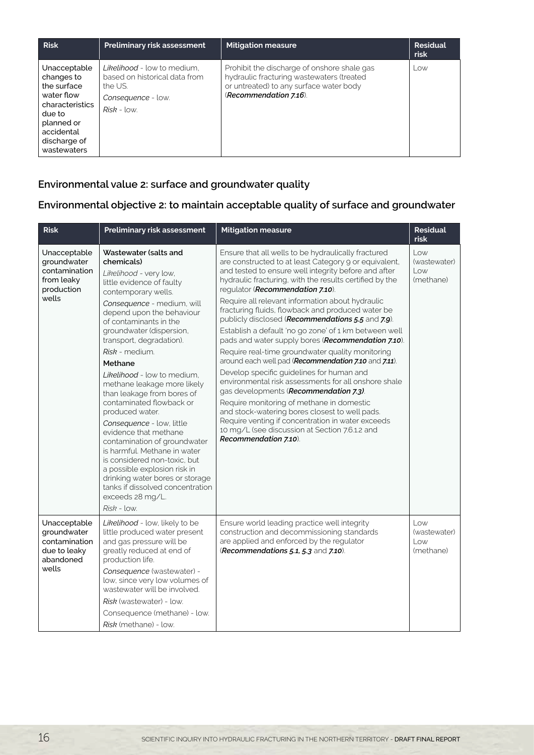| Risk | Preliminary risk assessment | Mitigation measure | Residual risk |
| --- | --- | --- | --- |
| Unacceptable changes to the surface water flow characteristics due to planned or accidental discharge of wastewaters | *Likelihood* - low to medium, based on historical data from the US.<br>*Consequence* - low.<br>*Risk* - low. | Prohibit the discharge of onshore shale gas hydraulic fracturing wastewaters (treated or untreated) to any surface water body (***Recommendation 7.16***). | Low |

## Environmental value 2: surface and groundwater quality

## Environmental objective 2: to maintain acceptable quality of surface and groundwater

| Risk | Preliminary risk assessment | Mitigation measure | Residual risk |
| --- | --- | --- | --- |
| Unacceptable groundwater contamination from leaky production wells | **Wastewater (salts and chemicals)**<br>*Likelihood* - very low, little evidence of faulty contemporary wells.<br>*Consequence* - medium, will depend upon the behaviour of contaminants in the groundwater (dispersion, transport, degradation).<br>*Risk* - medium.<br>**Methane**<br>*Likelihood* - low to medium, methane leakage more likely than leakage from bores of contaminated flowback or produced water.<br>*Consequence* - low, little evidence that methane contamination of groundwater is harmful. Methane in water is considered non-toxic, but a possible explosion risk in drinking water bores or storage tanks if dissolved concentration exceeds 28 mg/L.<br>*Risk* - low. | Ensure that all wells to be hydraulically fractured are constructed to at least Category 9 or equivalent, and tested to ensure well integrity before and after hydraulic fracturing, with the results certified by the regulator (***Recommendation 7.10***).<br>Require all relevant information about hydraulic fracturing fluids, flowback and produced water be publicly disclosed (***Recommendations 5.5*** and ***7.9***).<br>Establish a default 'no go zone' of 1 km between well pads and water supply bores (***Recommendation 7.10***).<br>Require real-time groundwater quality monitoring around each well pad (***Recommendation 7.10*** and ***7.11***).<br>Develop specific guidelines for human and environmental risk assessments for all onshore shale gas developments (***Recommendation 7.3)***.<br>Require monitoring of methane in domestic and stock-watering bores closest to well pads. Require venting if concentration in water exceeds 10 mg/L (see discussion at Section 7.6.1.2 and ***Recommendation 7.10***). | Low (wastewater)<br>Low (methane) |
| Unacceptable groundwater contamination due to leaky abandoned wells | *Likelihood* - low, likely to be little produced water present and gas pressure will be greatly reduced at end of production life.<br>*Consequence* (wastewater) - low, since very low volumes of wastewater will be involved.<br>*Risk* (wastewater) - low.<br>Consequence (methane) - low.<br>*Risk* (methane) - low. | Ensure world leading practice well integrity construction and decommissioning standards are applied and enforced by the regulator (***Recommendations 5.1, 5.3*** and ***7.10***). | Low (wastewater)<br>Low (methane) |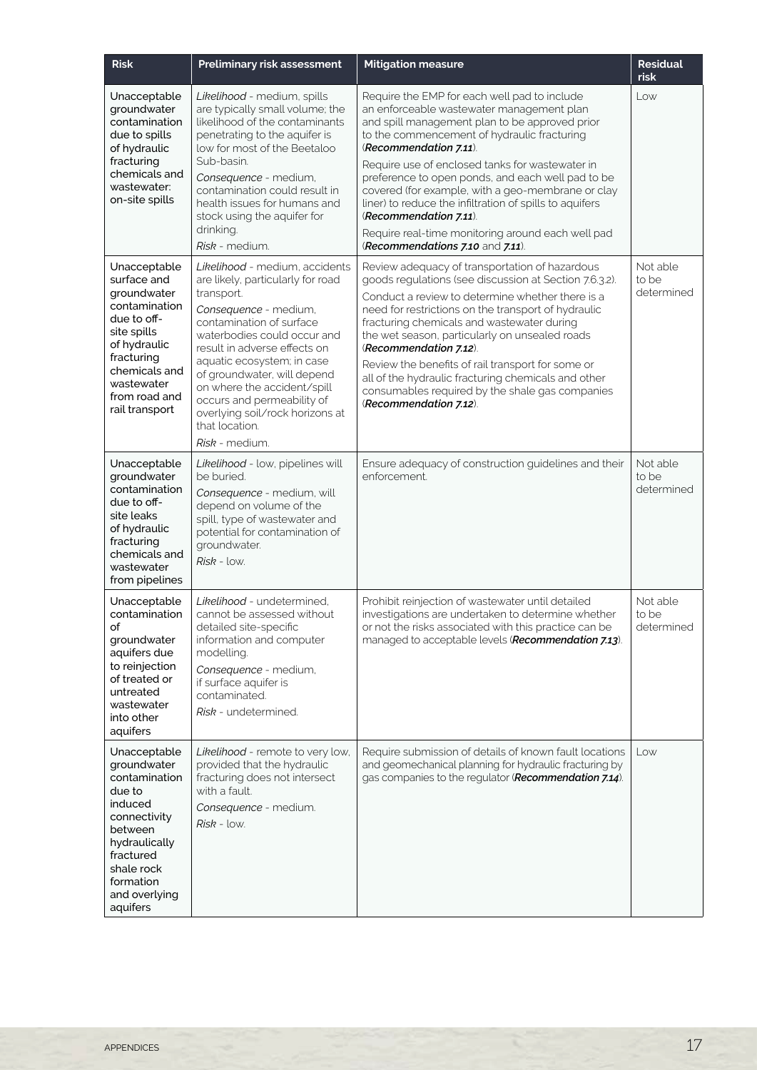| Risk | Preliminary risk assessment | Mitigation measure | Residual risk |
|---|---|---|---|
| Unacceptable groundwater contamination due to spills of hydraulic fracturing chemicals and wastewater: on-site spills | *Likelihood* - medium, spills are typically small volume; the likelihood of the contaminants penetrating to the aquifer is low for most of the Beetaloo Sub-basin.<br>*Consequence* - medium, contamination could result in health issues for humans and stock using the aquifer for drinking.<br>*Risk* - medium. | Require the EMP for each well pad to include an enforceable wastewater management plan and spill management plan to be approved prior to the commencement of hydraulic fracturing (***Recommendation 7.11***).<br>Require use of enclosed tanks for wastewater in preference to open ponds, and each well pad to be covered (for example, with a geo-membrane or clay liner) to reduce the infiltration of spills to aquifers (***Recommendation 7.11***).<br>Require real-time monitoring around each well pad (***Recommendations 7.10*** and ***7.11***). | Low |
| Unacceptable surface and groundwater contamination due to off-site spills of hydraulic fracturing chemicals and wastewater from road and rail transport | *Likelihood* - medium, accidents are likely, particularly for road transport.<br>*Consequence* - medium, contamination of surface waterbodies could occur and result in adverse effects on aquatic ecosystem; in case of groundwater, will depend on where the accident/spill occurs and permeability of overlying soil/rock horizons at that location.<br>*Risk* - medium. | Review adequacy of transportation of hazardous goods regulations (see discussion at Section 7.6.3.2).<br>Conduct a review to determine whether there is a need for restrictions on the transport of hydraulic fracturing chemicals and wastewater during the wet season, particularly on unsealed roads (***Recommendation 7.12***).<br>Review the benefits of rail transport for some or all of the hydraulic fracturing chemicals and other consumables required by the shale gas companies (***Recommendation 7.12***). | Not able to be determined |
| Unacceptable groundwater contamination due to off-site leaks of hydraulic fracturing chemicals and wastewater from pipelines | *Likelihood* - low, pipelines will be buried.<br>*Consequence* - medium, will depend on volume of the spill, type of wastewater and potential for contamination of groundwater.<br>*Risk* - low. | Ensure adequacy of construction guidelines and their enforcement. | Not able to be determined |
| Unacceptable contamination of groundwater aquifers due to reinjection of treated or untreated wastewater into other aquifers | *Likelihood* - undetermined, cannot be assessed without detailed site-specific information and computer modelling.<br>*Consequence* - medium, if surface aquifer is contaminated.<br>*Risk* - undetermined. | Prohibit reinjection of wastewater until detailed investigations are undertaken to determine whether or not the risks associated with this practice can be managed to acceptable levels (***Recommendation 7.13***). | Not able to be determined |
| Unacceptable groundwater contamination due to induced connectivity between hydraulically fractured shale rock formation and overlying aquifers | *Likelihood* - remote to very low, provided that the hydraulic fracturing does not intersect with a fault.<br>*Consequence* - medium.<br>*Risk* - low. | Require submission of details of known fault locations and geomechanical planning for hydraulic fracturing by gas companies to the regulator (***Recommendation 7.14***). | Low |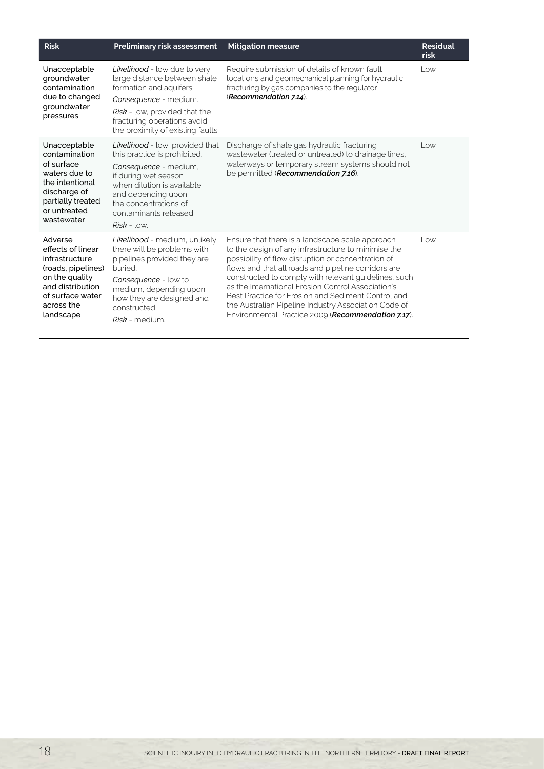| Risk | Preliminary risk assessment | Mitigation measure | Residual risk |
|---|---|---|---|
| Unacceptable groundwater contamination due to changed groundwater pressures | *Likelihood* - low due to very large distance between shale formation and aquifers.<br>*Consequence* - medium.<br>*Risk* - low, provided that the fracturing operations avoid the proximity of existing faults. | Require submission of details of known fault locations and geomechanical planning for hydraulic fracturing by gas companies to the regulator (***Recommendation 7.14***). | Low |
| Unacceptable contamination of surface waters due to the intentional discharge of partially treated or untreated wastewater | *Likelihood* - low, provided that this practice is prohibited.<br>*Consequence* - medium, if during wet season when dilution is available and depending upon the concentrations of contaminants released.<br>*Risk* - low. | Discharge of shale gas hydraulic fracturing wastewater (treated or untreated) to drainage lines, waterways or temporary stream systems should not be permitted (***Recommendation 7.16***). | Low |
| Adverse effects of linear infrastructure (roads, pipelines) on the quality and distribution of surface water across the landscape | *Likelihood* - medium, unlikely there will be problems with pipelines provided they are buried.<br>*Consequence* - low to medium, depending upon how they are designed and constructed.<br>*Risk* - medium. | Ensure that there is a landscape scale approach to the design of any infrastructure to minimise the possibility of flow disruption or concentration of flows and that all roads and pipeline corridors are constructed to comply with relevant guidelines, such as the International Erosion Control Association's Best Practice for Erosion and Sediment Control and the Australian Pipeline Industry Association Code of Environmental Practice 2009 (***Recommendation 7.17***). | Low |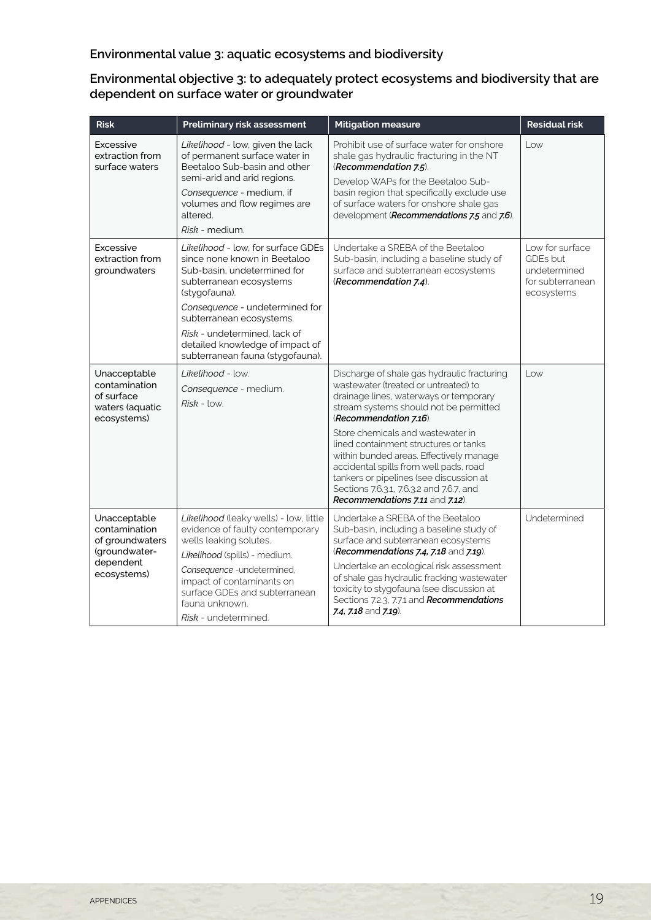### Environmental value 3: aquatic ecosystems and biodiversity

### Environmental objective 3: to adequately protect ecosystems and biodiversity that are dependent on surface water or groundwater

| Risk | Preliminary risk assessment | Mitigation measure | Residual risk |
|---|---|---|---|
| Excessive extraction from surface waters | *Likelihood* - low, given the lack of permanent surface water in Beetaloo Sub-basin and other semi-arid and arid regions.<br>*Consequence* - medium, if volumes and flow regimes are altered.<br>*Risk* - medium. | Prohibit use of surface water for onshore shale gas hydraulic fracturing in the NT (***Recommendation 7.5***).<br>Develop WAPs for the Beetaloo Sub-basin region that specifically exclude use of surface waters for onshore shale gas development (***Recommendations 7.5*** and ***7.6***). | Low |
| Excessive extraction from groundwaters | *Likelihood* - low, for surface GDEs since none known in Beetaloo Sub-basin, undetermined for subterranean ecosystems (stygofauna).<br>*Consequence* - undetermined for subterranean ecosystems.<br>*Risk* - undetermined, lack of detailed knowledge of impact of subterranean fauna (stygofauna). | Undertake a SREBA of the Beetaloo Sub-basin, including a baseline study of surface and subterranean ecosystems (***Recommendation 7.4***). | Low for surface GDEs but undetermined for subterranean ecosystems |
| Unacceptable contamination of surface waters (aquatic ecosystems) | *Likelihood* - low.<br>*Consequence* - medium.<br>*Risk* - low. | Discharge of shale gas hydraulic fracturing wastewater (treated or untreated) to drainage lines, waterways or temporary stream systems should not be permitted (***Recommendation 7.16***).<br>Store chemicals and wastewater in lined containment structures or tanks within bunded areas. Effectively manage accidental spills from well pads, road tankers or pipelines (see discussion at Sections 7.6.3.1, 7.6.3.2 and 7.6.7, and ***Recommendations 7.11*** and ***7.12***). | Low |
| Unacceptable contamination of groundwaters (groundwater-dependent ecosystems) | *Likelihood* (leaky wells) - low, little evidence of faulty contemporary wells leaking solutes.<br>*Likelihood* (spills) - medium.<br>*Consequence* -undetermined, impact of contaminants on surface GDEs and subterranean fauna unknown.<br>*Risk* - undetermined. | Undertake a SREBA of the Beetaloo Sub-basin, including a baseline study of surface and subterranean ecosystems (***Recommendations 7.4, 7.18*** and ***7.19***).<br>Undertake an ecological risk assessment of shale gas hydraulic fracking wastewater toxicity to stygofauna (see discussion at Sections 7.2.3, 7.7.1 and ***Recommendations 7.4, 7.18*** and ***7.19***). | Undetermined |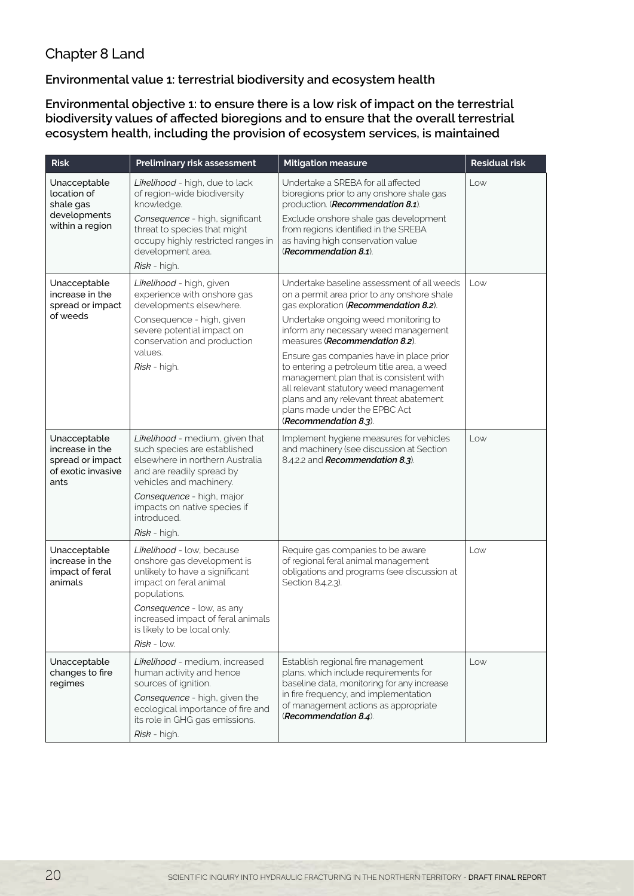## Chapter 8 Land

### Environmental value 1: terrestrial biodiversity and ecosystem health

### Environmental objective 1: to ensure there is a low risk of impact on the terrestrial biodiversity values of affected bioregions and to ensure that the overall terrestrial ecosystem health, including the provision of ecosystem services, is maintained

| Risk | Preliminary risk assessment | Mitigation measure | Residual risk |
|---|---|---|---|
| Unacceptable location of shale gas developments within a region | *Likelihood* - high, due to lack of region-wide biodiversity knowledge.<br>*Consequence* - high, significant threat to species that might occupy highly restricted ranges in development area.<br>*Risk* - high. | Undertake a SREBA for all affected bioregions prior to any onshore shale gas production. (***Recommendation 8.1***).<br>Exclude onshore shale gas development from regions identified in the SREBA as having high conservation value (***Recommendation 8.1***). | Low |
| Unacceptable increase in the spread or impact of weeds | *Likelihood* - high, given experience with onshore gas developments elsewhere.<br>Consequence - high, given severe potential impact on conservation and production values.<br>*Risk* - high. | Undertake baseline assessment of all weeds on a permit area prior to any onshore shale gas exploration (***Recommendation 8.2***).<br>Undertake ongoing weed monitoring to inform any necessary weed management measures (***Recommendation 8.2***).<br>Ensure gas companies have in place prior to entering a petroleum title area, a weed management plan that is consistent with all relevant statutory weed management plans and any relevant threat abatement plans made under the EPBC Act (***Recommendation 8.3***). | Low |
| Unacceptable increase in the spread or impact of exotic invasive ants | *Likelihood* - medium, given that such species are established elsewhere in northern Australia and are readily spread by vehicles and machinery.<br>*Consequence* - high, major impacts on native species if introduced.<br>*Risk* - high. | Implement hygiene measures for vehicles and machinery (see discussion at Section 8.4.2.2 and ***Recommendation 8.3***). | Low |
| Unacceptable increase in the impact of feral animals | *Likelihood* - low, because onshore gas development is unlikely to have a significant impact on feral animal populations.<br>*Consequence* - low, as any increased impact of feral animals is likely to be local only.<br>*Risk* - low. | Require gas companies to be aware of regional feral animal management obligations and programs (see discussion at Section 8.4.2.3). | Low |
| Unacceptable changes to fire regimes | *Likelihood* - medium, increased human activity and hence sources of ignition.<br>*Consequence* - high, given the ecological importance of fire and its role in GHG gas emissions.<br>*Risk* - high. | Establish regional fire management plans, which include requirements for baseline data, monitoring for any increase in fire frequency, and implementation of management actions as appropriate (***Recommendation 8.4***). | Low |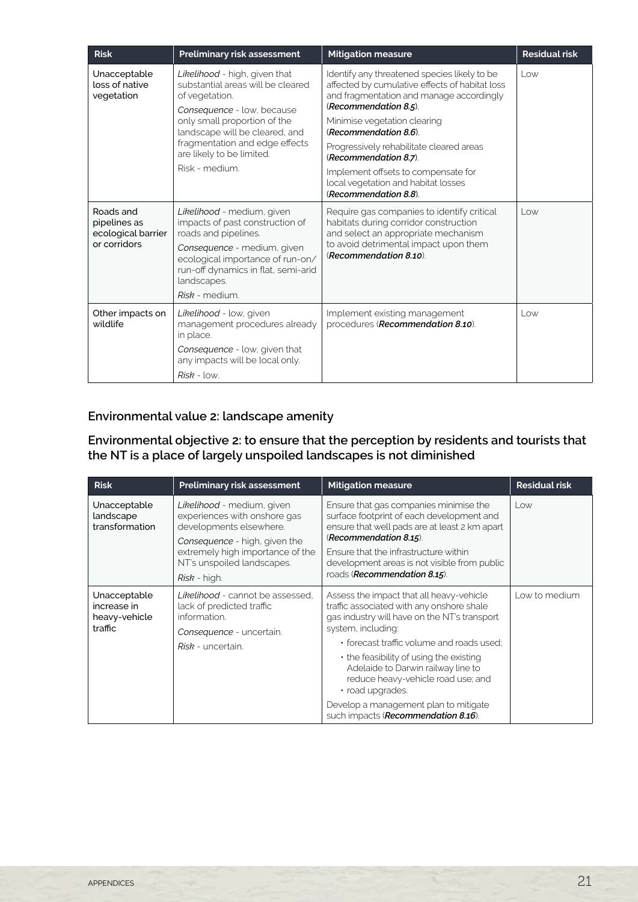| Risk | Preliminary risk assessment | Mitigation measure | Residual risk |
|---|---|---|---|
| Unacceptable loss of native vegetation | *Likelihood* - high, given that substantial areas will be cleared of vegetation.<br>*Consequence* - low, because only small proportion of the landscape will be cleared, and fragmentation and edge effects are likely to be limited.<br>Risk - medium. | Identify any threatened species likely to be affected by cumulative effects of habitat loss and fragmentation and manage accordingly (***Recommendation 8.5***).<br>Minimise vegetation clearing (***Recommendation 8.6***).<br>Progressively rehabilitate cleared areas (***Recommendation 8.7***).<br>Implement offsets to compensate for local vegetation and habitat losses (***Recommendation 8.8***). | Low |
| Roads and pipelines as ecological barrier or corridors | *Likelihood* - medium, given impacts of past construction of roads and pipelines.<br>*Consequence* - medium, given ecological importance of run-on/run-off dynamics in flat, semi-arid landscapes.<br>*Risk* - medium. | Require gas companies to identify critical habitats during corridor construction and select an appropriate mechanism to avoid detrimental impact upon them (***Recommendation 8.10***). | Low |
| Other impacts on wildlife | *Likelihood* - low, given management procedures already in place.<br>*Consequence* - low, given that any impacts will be local only.<br>*Risk* - low. | Implement existing management procedures (***Recommendation 8.10***). | Low |

### Environmental value 2: landscape amenity

### Environmental objective 2: to ensure that the perception by residents and tourists that the NT is a place of largely unspoiled landscapes is not diminished

| Risk | Preliminary risk assessment | Mitigation measure | Residual risk |
|---|---|---|---|
| Unacceptable landscape transformation | *Likelihood* - medium, given experiences with onshore gas developments elsewhere.<br>*Consequence* - high, given the extremely high importance of the NT's unspoiled landscapes.<br>*Risk* - high. | Ensure that gas companies minimise the surface footprint of each development and ensure that well pads are at least 2 km apart (***Recommendation 8.15***).<br>Ensure that the infrastructure within development areas is not visible from public roads (***Recommendation 8.15***). | Low |
| Unacceptable increase in heavy-vehicle traffic | *Likelihood* - cannot be assessed, lack of predicted traffic information.<br>*Consequence* - uncertain.<br>*Risk* - uncertain. | Assess the impact that all heavy-vehicle traffic associated with any onshore shale gas industry will have on the NT's transport system, including:<br>• forecast traffic volume and roads used;<br>• the feasibility of using the existing Adelaide to Darwin railway line to reduce heavy-vehicle road use; and<br>• road upgrades.<br>Develop a management plan to mitigate such impacts (***Recommendation 8.16***). | Low to medium |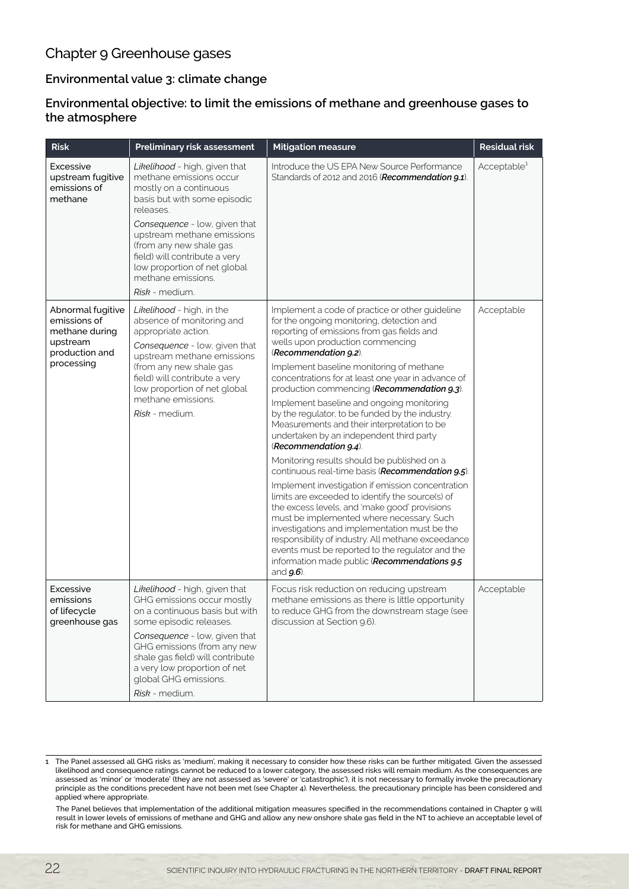# Chapter 9 Greenhouse gases

### Environmental value 3: climate change

### Environmental objective: to limit the emissions of methane and greenhouse gases to the atmosphere

| Risk | Preliminary risk assessment | Mitigation measure | Residual risk |
|---|---|---|---|
| Excessive upstream fugitive emissions of methane | *Likelihood* - high, given that methane emissions occur mostly on a continuous basis but with some episodic releases.<br>*Consequence* - low, given that upstream methane emissions (from any new shale gas field) will contribute a very low proportion of net global methane emissions.<br>*Risk* - medium. | Introduce the US EPA New Source Performance Standards of 2012 and 2016 (***Recommendation 9.1***). | Acceptable[1] |
| Abnormal fugitive emissions of methane during upstream production and processing | *Likelihood* - high, in the absence of monitoring and appropriate action.<br>*Consequence* - low, given that upstream methane emissions (from any new shale gas field) will contribute a very low proportion of net global methane emissions.<br>*Risk* - medium. | Implement a code of practice or other guideline for the ongoing monitoring, detection and reporting of emissions from gas fields and wells upon production commencing (***Recommendation 9.2***).<br>Implement baseline monitoring of methane concentrations for at least one year in advance of production commencing (***Recommendation 9.3***).<br>Implement baseline and ongoing monitoring by the regulator, to be funded by the industry. Measurements and their interpretation to be undertaken by an independent third party (***Recommendation 9.4***).<br>Monitoring results should be published on a continuous real-time basis (***Recommendation 9.5***).<br>Implement investigation if emission concentration limits are exceeded to identify the source(s) of the excess levels, and 'make good' provisions must be implemented where necessary. Such investigations and implementation must be the responsibility of industry. All methane exceedance events must be reported to the regulator and the information made public (***Recommendations 9.5*** and ***9.6***). | Acceptable |
| Excessive emissions of lifecycle greenhouse gas | *Likelihood* - high, given that GHG emissions occur mostly on a continuous basis but with some episodic releases.<br>*Consequence* - low, given that GHG emissions (from any new shale gas field) will contribute a very low proportion of net global GHG emissions.<br>*Risk* - medium. | Focus risk reduction on reducing upstream methane emissions as there is little opportunity to reduce GHG from the downstream stage (see discussion at Section 9.6). | Acceptable |

1 The Panel assessed all GHG risks as 'medium', making it necessary to consider how these risks can be further mitigated. Given the assessed likelihood and consequence ratings cannot be reduced to a lower category, the assessed risks will remain medium. As the consequences are assessed as 'minor' or 'moderate' (they are not assessed as 'severe' or 'catastrophic'), it is not necessary to formally invoke the precautionary principle as the conditions precedent have not been met (see Chapter 4). Nevertheless, the precautionary principle has been considered and applied where appropriate.

The Panel believes that implementation of the additional mitigation measures specified in the recommendations contained in Chapter 9 will result in lower levels of emissions of methane and GHG and allow any new onshore shale gas field in the NT to achieve an acceptable level of risk for methane and GHG emissions.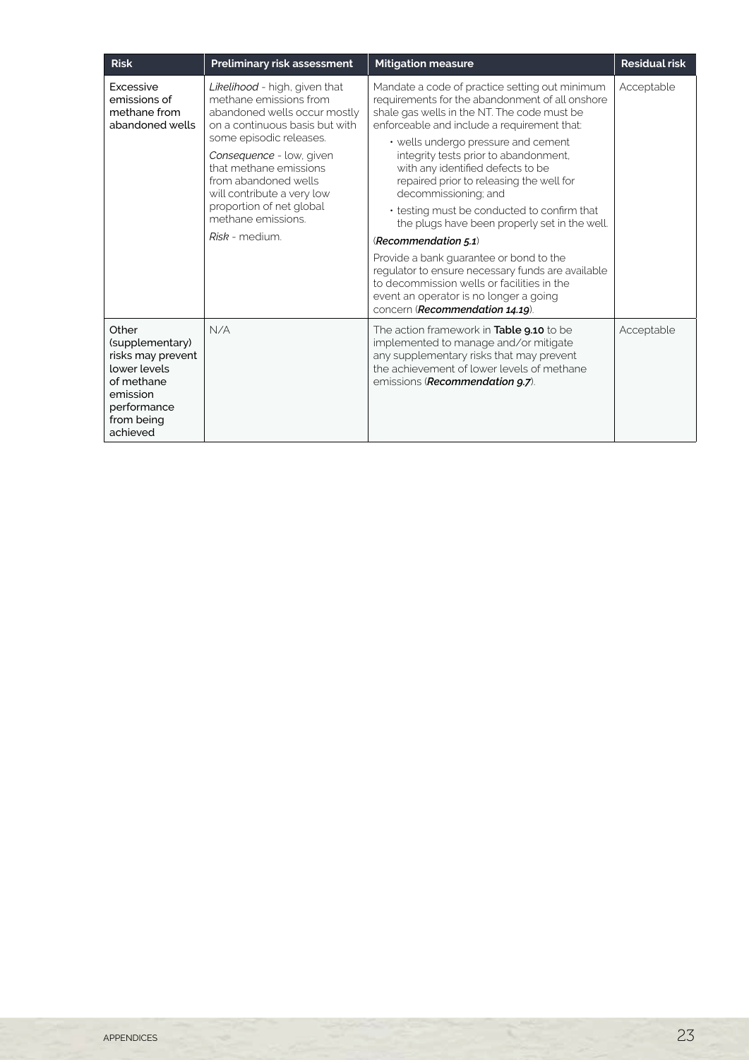| Risk | Preliminary risk assessment | Mitigation measure | Residual risk |
|---|---|---|---|
| Excessive emissions of methane from abandoned wells | *Likelihood* - high, given that methane emissions from abandoned wells occur mostly on a continuous basis but with some episodic releases.<br><br>*Consequence* - low, given that methane emissions from abandoned wells will contribute a very low proportion of net global methane emissions.<br><br>*Risk* - medium. | Mandate a code of practice setting out minimum requirements for the abandonment of all onshore shale gas wells in the NT. The code must be enforceable and include a requirement that:<br>• wells undergo pressure and cement integrity tests prior to abandonment, with any identified defects to be repaired prior to releasing the well for decommissioning; and<br>• testing must be conducted to confirm that the plugs have been properly set in the well.<br>(***Recommendation 5.1***)<br><br>Provide a bank guarantee or bond to the regulator to ensure necessary funds are available to decommission wells or facilities in the event an operator is no longer a going concern (***Recommendation 14.19***). | Acceptable |
| Other (supplementary) risks may prevent lower levels of methane emission performance from being achieved | N/A | The action framework in **Table 9.10** to be implemented to manage and/or mitigate any supplementary risks that may prevent the achievement of lower levels of methane emissions (***Recommendation 9.7***). | Acceptable |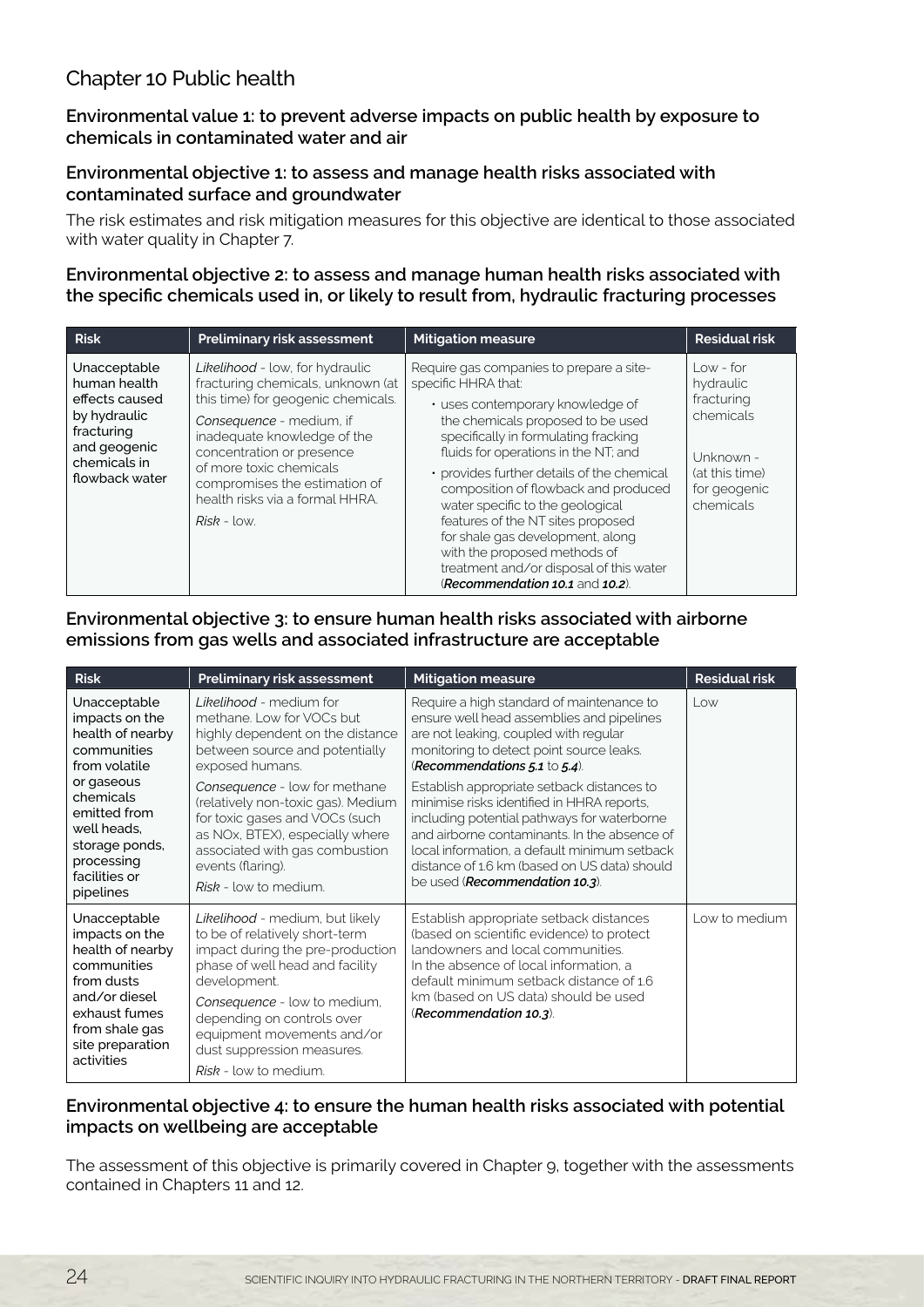## Chapter 10 Public health

**Environmental value 1: to prevent adverse impacts on public health by exposure to chemicals in contaminated water and air**

**Environmental objective 1: to assess and manage health risks associated with contaminated surface and groundwater**

The risk estimates and risk mitigation measures for this objective are identical to those associated with water quality in Chapter 7.

**Environmental objective 2: to assess and manage human health risks associated with the specific chemicals used in, or likely to result from, hydraulic fracturing processes**

| Risk | Preliminary risk assessment | Mitigation measure | Residual risk |
|---|---|---|---|
| Unacceptable human health effects caused by hydraulic fracturing and geogenic chemicals in flowback water | *Likelihood* - low, for hydraulic fracturing chemicals, unknown (at this time) for geogenic chemicals.<br><br>*Consequence* - medium, if inadequate knowledge of the concentration or presence of more toxic chemicals compromises the estimation of health risks via a formal HHRA.<br><br>*Risk* - low. | Require gas companies to prepare a site-specific HHRA that:<br>• uses contemporary knowledge of the chemicals proposed to be used specifically in formulating fracking fluids for operations in the NT; and<br>• provides further details of the chemical composition of flowback and produced water specific to the geological features of the NT sites proposed for shale gas development, along with the proposed methods of treatment and/or disposal of this water (***Recommendation 10.1*** and ***10.2***). | Low - for hydraulic fracturing chemicals<br><br>Unknown - (at this time) for geogenic chemicals |

**Environmental objective 3: to ensure human health risks associated with airborne emissions from gas wells and associated infrastructure are acceptable**

| Risk | Preliminary risk assessment | Mitigation measure | Residual risk |
|---|---|---|---|
| Unacceptable impacts on the health of nearby communities from volatile or gaseous chemicals emitted from well heads, storage ponds, processing facilities or pipelines | *Likelihood* - medium for methane. Low for VOCs but highly dependent on the distance between source and potentially exposed humans.<br><br>*Consequence* - low for methane (relatively non-toxic gas). Medium for toxic gases and VOCs (such as NOx, BTEX), especially where associated with gas combustion events (flaring).<br><br>*Risk* - low to medium. | Require a high standard of maintenance to ensure well head assemblies and pipelines are not leaking, coupled with regular monitoring to detect point source leaks. (***Recommendations 5.1*** to ***5.4***).<br><br>Establish appropriate setback distances to minimise risks identified in HHRA reports, including potential pathways for waterborne and airborne contaminants. In the absence of local information, a default minimum setback distance of 1.6 km (based on US data) should be used (***Recommendation 10.3***). | Low |
| Unacceptable impacts on the health of nearby communities from dusts and/or diesel exhaust fumes from shale gas site preparation activities | *Likelihood* - medium, but likely to be of relatively short-term impact during the pre-production phase of well head and facility development.<br><br>*Consequence* - low to medium, depending on controls over equipment movements and/or dust suppression measures.<br><br>*Risk* - low to medium. | Establish appropriate setback distances (based on scientific evidence) to protect landowners and local communities. In the absence of local information, a default minimum setback distance of 1.6 km (based on US data) should be used (***Recommendation 10.3***). | Low to medium |

**Environmental objective 4: to ensure the human health risks associated with potential impacts on wellbeing are acceptable**

The assessment of this objective is primarily covered in Chapter 9, together with the assessments contained in Chapters 11 and 12.